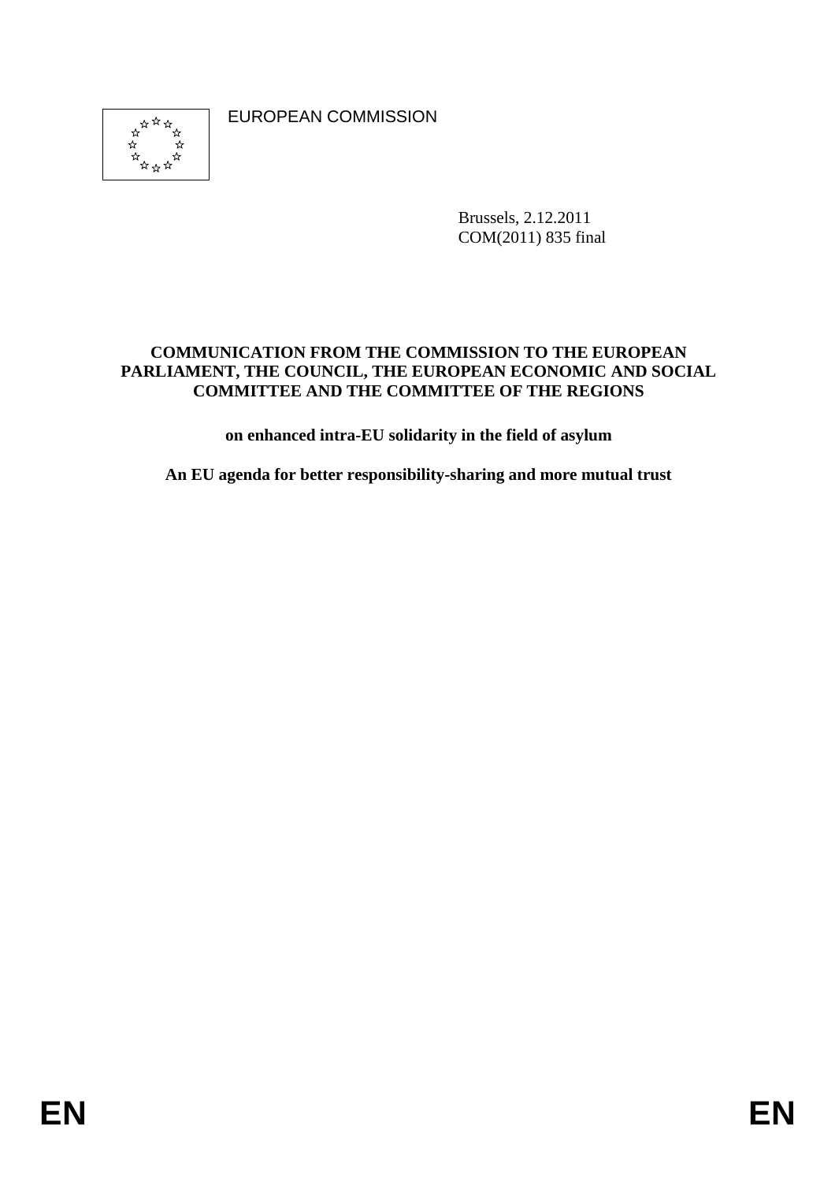EUROPEAN COMMISSION

Brussels, 2.12.2011
COM(2011) 835 final

**COMMUNICATION FROM THE COMMISSION TO THE EUROPEAN PARLIAMENT, THE COUNCIL, THE EUROPEAN ECONOMIC AND SOCIAL COMMITTEE AND THE COMMITTEE OF THE REGIONS**

**on enhanced intra-EU solidarity in the field of asylum**

**An EU agenda for better responsibility-sharing and more mutual trust**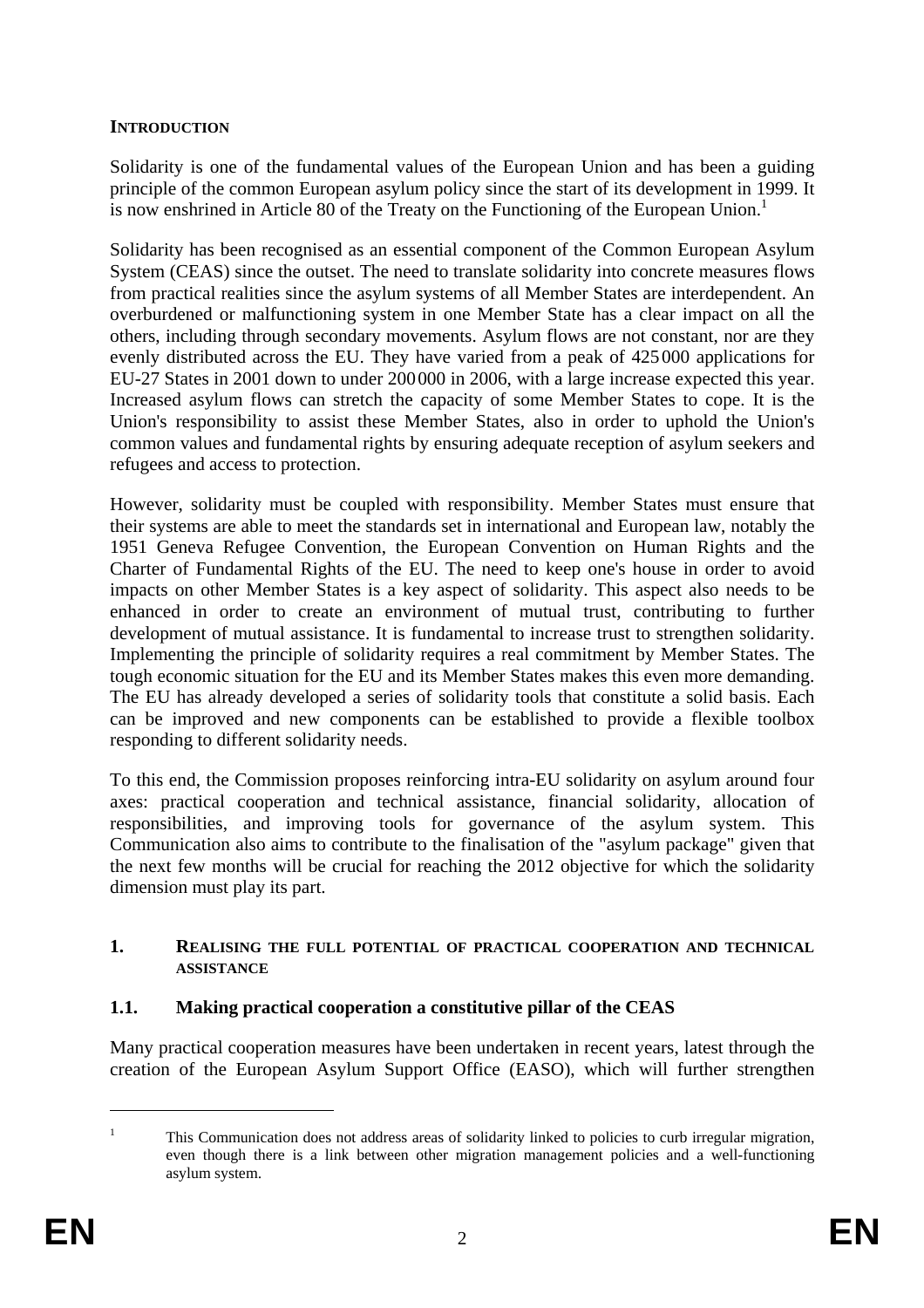## INTRODUCTION

Solidarity is one of the fundamental values of the European Union and has been a guiding principle of the common European asylum policy since the start of its development in 1999. It is now enshrined in Article 80 of the Treaty on the Functioning of the European Union.[1]

Solidarity has been recognised as an essential component of the Common European Asylum System (CEAS) since the outset. The need to translate solidarity into concrete measures flows from practical realities since the asylum systems of all Member States are interdependent. An overburdened or malfunctioning system in one Member State has a clear impact on all the others, including through secondary movements. Asylum flows are not constant, nor are they evenly distributed across the EU. They have varied from a peak of 425 000 applications for EU-27 States in 2001 down to under 200 000 in 2006, with a large increase expected this year. Increased asylum flows can stretch the capacity of some Member States to cope. It is the Union's responsibility to assist these Member States, also in order to uphold the Union's common values and fundamental rights by ensuring adequate reception of asylum seekers and refugees and access to protection.

However, solidarity must be coupled with responsibility. Member States must ensure that their systems are able to meet the standards set in international and European law, notably the 1951 Geneva Refugee Convention, the European Convention on Human Rights and the Charter of Fundamental Rights of the EU. The need to keep one's house in order to avoid impacts on other Member States is a key aspect of solidarity. This aspect also needs to be enhanced in order to create an environment of mutual trust, contributing to further development of mutual assistance. It is fundamental to increase trust to strengthen solidarity. Implementing the principle of solidarity requires a real commitment by Member States. The tough economic situation for the EU and its Member States makes this even more demanding. The EU has already developed a series of solidarity tools that constitute a solid basis. Each can be improved and new components can be established to provide a flexible toolbox responding to different solidarity needs.

To this end, the Commission proposes reinforcing intra-EU solidarity on asylum around four axes: practical cooperation and technical assistance, financial solidarity, allocation of responsibilities, and improving tools for governance of the asylum system. This Communication also aims to contribute to the finalisation of the "asylum package" given that the next few months will be crucial for reaching the 2012 objective for which the solidarity dimension must play its part.

## 1. REALISING THE FULL POTENTIAL OF PRACTICAL COOPERATION AND TECHNICAL ASSISTANCE

### 1.1. Making practical cooperation a constitutive pillar of the CEAS

Many practical cooperation measures have been undertaken in recent years, latest through the creation of the European Asylum Support Office (EASO), which will further strengthen

[1] This Communication does not address areas of solidarity linked to policies to curb irregular migration, even though there is a link between other migration management policies and a well-functioning asylum system.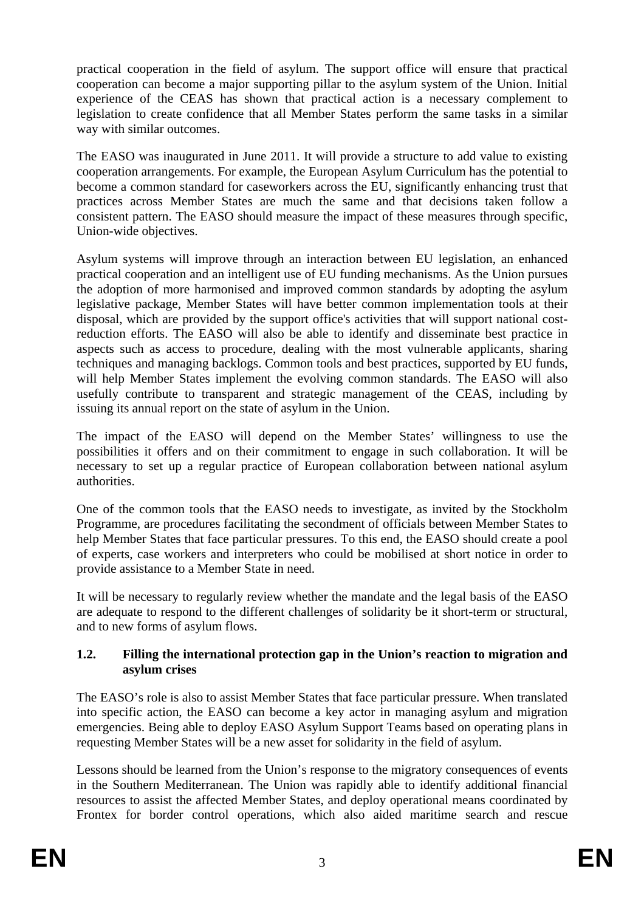practical cooperation in the field of asylum. The support office will ensure that practical cooperation can become a major supporting pillar to the asylum system of the Union. Initial experience of the CEAS has shown that practical action is a necessary complement to legislation to create confidence that all Member States perform the same tasks in a similar way with similar outcomes.

The EASO was inaugurated in June 2011. It will provide a structure to add value to existing cooperation arrangements. For example, the European Asylum Curriculum has the potential to become a common standard for caseworkers across the EU, significantly enhancing trust that practices across Member States are much the same and that decisions taken follow a consistent pattern. The EASO should measure the impact of these measures through specific, Union-wide objectives.

Asylum systems will improve through an interaction between EU legislation, an enhanced practical cooperation and an intelligent use of EU funding mechanisms. As the Union pursues the adoption of more harmonised and improved common standards by adopting the asylum legislative package, Member States will have better common implementation tools at their disposal, which are provided by the support office's activities that will support national cost-reduction efforts. The EASO will also be able to identify and disseminate best practice in aspects such as access to procedure, dealing with the most vulnerable applicants, sharing techniques and managing backlogs. Common tools and best practices, supported by EU funds, will help Member States implement the evolving common standards. The EASO will also usefully contribute to transparent and strategic management of the CEAS, including by issuing its annual report on the state of asylum in the Union.

The impact of the EASO will depend on the Member States' willingness to use the possibilities it offers and on their commitment to engage in such collaboration. It will be necessary to set up a regular practice of European collaboration between national asylum authorities.

One of the common tools that the EASO needs to investigate, as invited by the Stockholm Programme, are procedures facilitating the secondment of officials between Member States to help Member States that face particular pressures. To this end, the EASO should create a pool of experts, case workers and interpreters who could be mobilised at short notice in order to provide assistance to a Member State in need.

It will be necessary to regularly review whether the mandate and the legal basis of the EASO are adequate to respond to the different challenges of solidarity be it short-term or structural, and to new forms of asylum flows.

### 1.2. Filling the international protection gap in the Union's reaction to migration and asylum crises

The EASO's role is also to assist Member States that face particular pressure. When translated into specific action, the EASO can become a key actor in managing asylum and migration emergencies. Being able to deploy EASO Asylum Support Teams based on operating plans in requesting Member States will be a new asset for solidarity in the field of asylum.

Lessons should be learned from the Union's response to the migratory consequences of events in the Southern Mediterranean. The Union was rapidly able to identify additional financial resources to assist the affected Member States, and deploy operational means coordinated by Frontex for border control operations, which also aided maritime search and rescue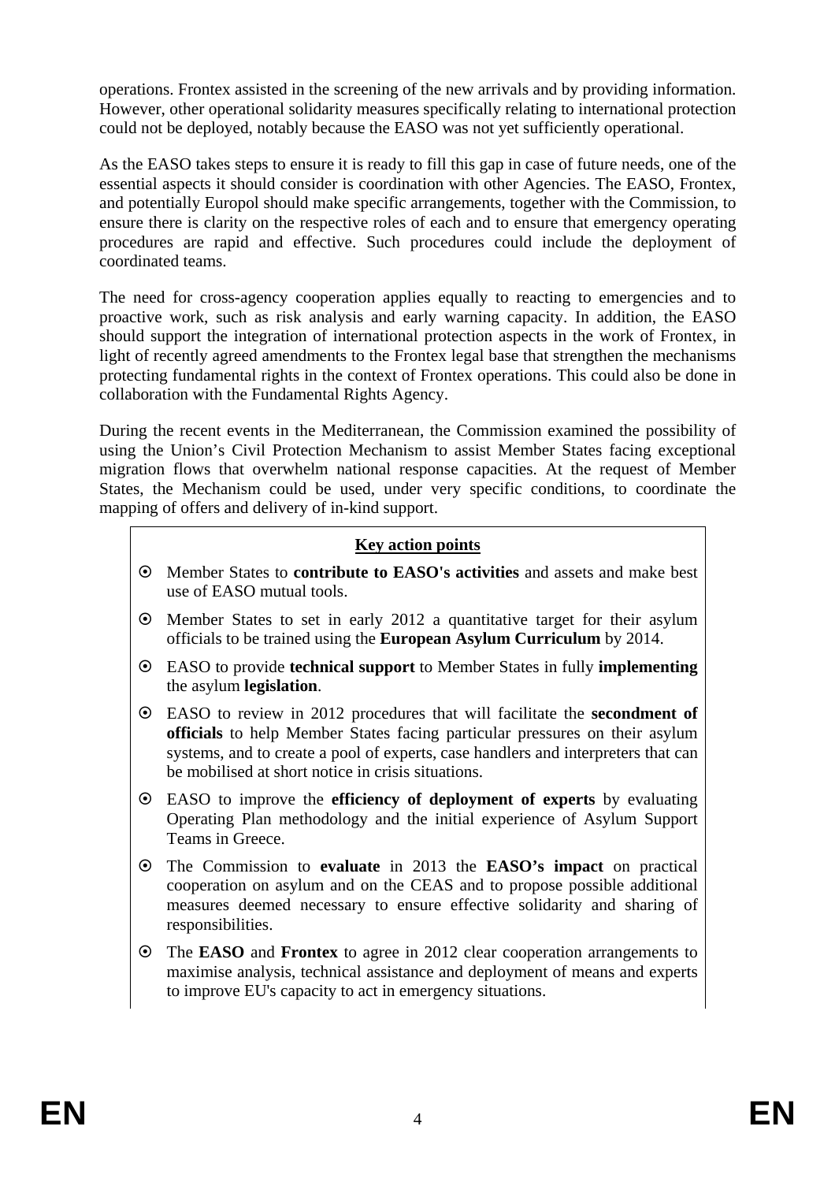operations. Frontex assisted in the screening of the new arrivals and by providing information. However, other operational solidarity measures specifically relating to international protection could not be deployed, notably because the EASO was not yet sufficiently operational.

As the EASO takes steps to ensure it is ready to fill this gap in case of future needs, one of the essential aspects it should consider is coordination with other Agencies. The EASO, Frontex, and potentially Europol should make specific arrangements, together with the Commission, to ensure there is clarity on the respective roles of each and to ensure that emergency operating procedures are rapid and effective. Such procedures could include the deployment of coordinated teams.

The need for cross-agency cooperation applies equally to reacting to emergencies and to proactive work, such as risk analysis and early warning capacity. In addition, the EASO should support the integration of international protection aspects in the work of Frontex, in light of recently agreed amendments to the Frontex legal base that strengthen the mechanisms protecting fundamental rights in the context of Frontex operations. This could also be done in collaboration with the Fundamental Rights Agency.

During the recent events in the Mediterranean, the Commission examined the possibility of using the Union's Civil Protection Mechanism to assist Member States facing exceptional migration flows that overwhelm national response capacities. At the request of Member States, the Mechanism could be used, under very specific conditions, to coordinate the mapping of offers and delivery of in-kind support.

**Key action points**

- Member States to **contribute to EASO's activities** and assets and make best use of EASO mutual tools.
- Member States to set in early 2012 a quantitative target for their asylum officials to be trained using the **European Asylum Curriculum** by 2014.
- EASO to provide **technical support** to Member States in fully **implementing** the asylum **legislation**.
- EASO to review in 2012 procedures that will facilitate the **secondment of officials** to help Member States facing particular pressures on their asylum systems, and to create a pool of experts, case handlers and interpreters that can be mobilised at short notice in crisis situations.
- EASO to improve the **efficiency of deployment of experts** by evaluating Operating Plan methodology and the initial experience of Asylum Support Teams in Greece.
- The Commission to **evaluate** in 2013 the **EASO's impact** on practical cooperation on asylum and on the CEAS and to propose possible additional measures deemed necessary to ensure effective solidarity and sharing of responsibilities.
- The **EASO** and **Frontex** to agree in 2012 clear cooperation arrangements to maximise analysis, technical assistance and deployment of means and experts to improve EU's capacity to act in emergency situations.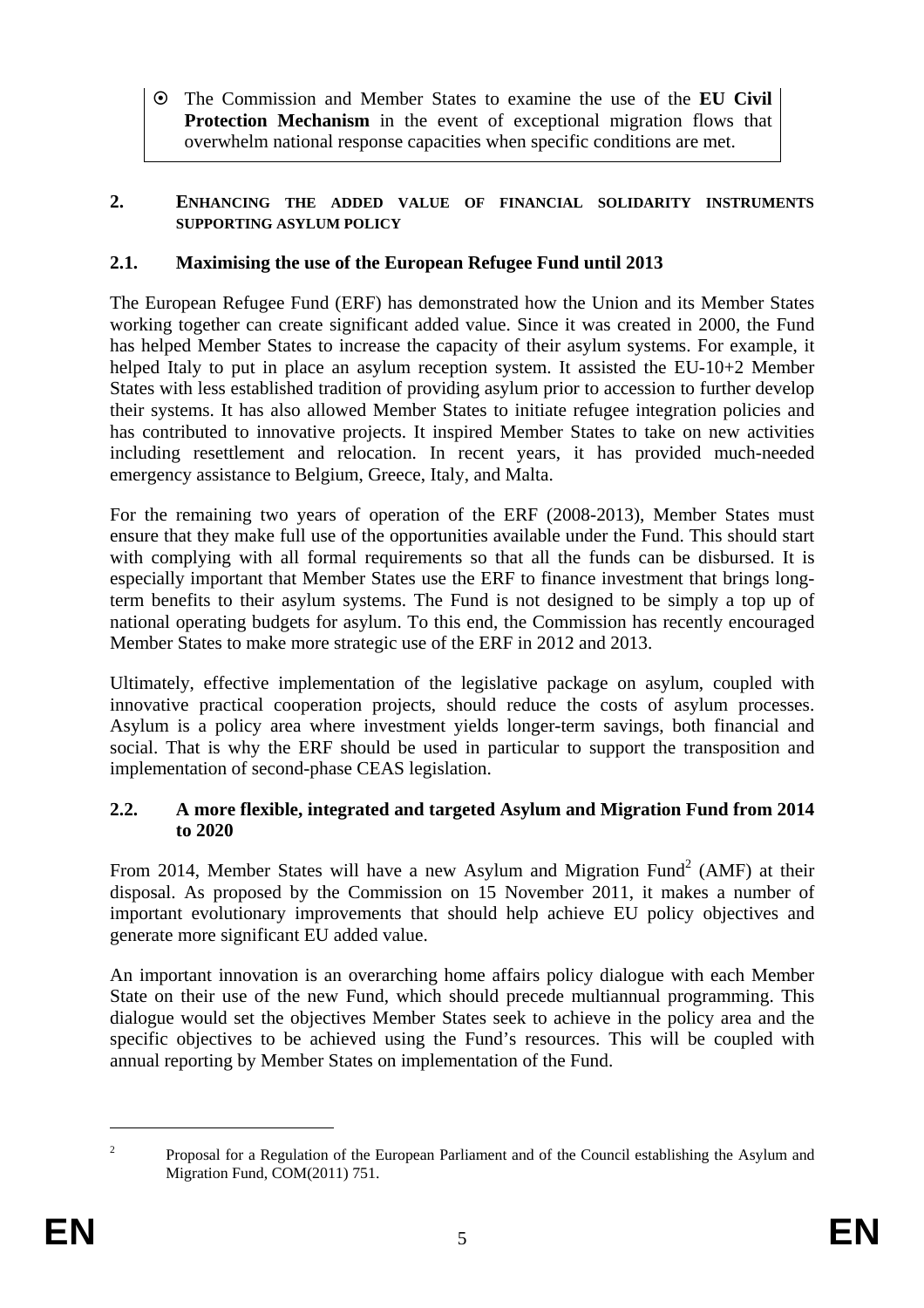- ⦿ The Commission and Member States to examine the use of the **EU Civil Protection Mechanism** in the event of exceptional migration flows that overwhelm national response capacities when specific conditions are met.

## 2. ENHANCING THE ADDED VALUE OF FINANCIAL SOLIDARITY INSTRUMENTS SUPPORTING ASYLUM POLICY

### 2.1. Maximising the use of the European Refugee Fund until 2013

The European Refugee Fund (ERF) has demonstrated how the Union and its Member States working together can create significant added value. Since it was created in 2000, the Fund has helped Member States to increase the capacity of their asylum systems. For example, it helped Italy to put in place an asylum reception system. It assisted the EU-10+2 Member States with less established tradition of providing asylum prior to accession to further develop their systems. It has also allowed Member States to initiate refugee integration policies and has contributed to innovative projects. It inspired Member States to take on new activities including resettlement and relocation. In recent years, it has provided much-needed emergency assistance to Belgium, Greece, Italy, and Malta.

For the remaining two years of operation of the ERF (2008-2013), Member States must ensure that they make full use of the opportunities available under the Fund. This should start with complying with all formal requirements so that all the funds can be disbursed. It is especially important that Member States use the ERF to finance investment that brings long-term benefits to their asylum systems. The Fund is not designed to be simply a top up of national operating budgets for asylum. To this end, the Commission has recently encouraged Member States to make more strategic use of the ERF in 2012 and 2013.

Ultimately, effective implementation of the legislative package on asylum, coupled with innovative practical cooperation projects, should reduce the costs of asylum processes. Asylum is a policy area where investment yields longer-term savings, both financial and social. That is why the ERF should be used in particular to support the transposition and implementation of second-phase CEAS legislation.

### 2.2. A more flexible, integrated and targeted Asylum and Migration Fund from 2014 to 2020

From 2014, Member States will have a new Asylum and Migration Fund[2] (AMF) at their disposal. As proposed by the Commission on 15 November 2011, it makes a number of important evolutionary improvements that should help achieve EU policy objectives and generate more significant EU added value.

An important innovation is an overarching home affairs policy dialogue with each Member State on their use of the new Fund, which should precede multiannual programming. This dialogue would set the objectives Member States seek to achieve in the policy area and the specific objectives to be achieved using the Fund's resources. This will be coupled with annual reporting by Member States on implementation of the Fund.

---

[2] Proposal for a Regulation of the European Parliament and of the Council establishing the Asylum and Migration Fund, COM(2011) 751.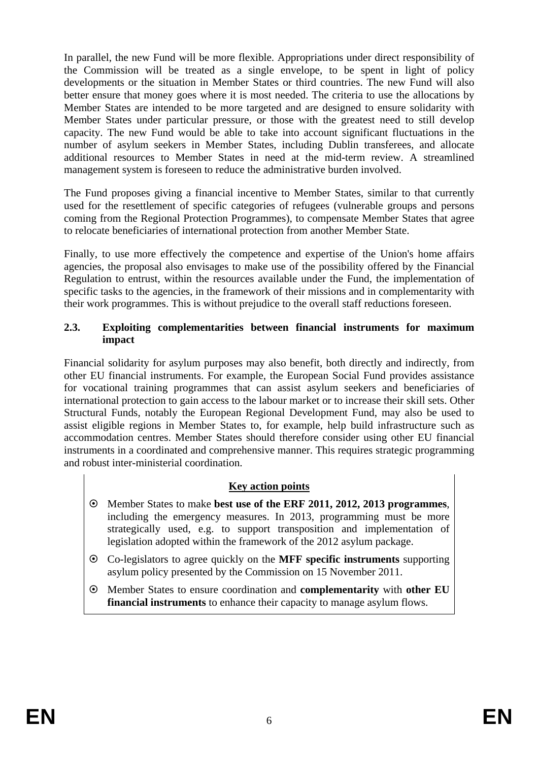In parallel, the new Fund will be more flexible. Appropriations under direct responsibility of the Commission will be treated as a single envelope, to be spent in light of policy developments or the situation in Member States or third countries. The new Fund will also better ensure that money goes where it is most needed. The criteria to use the allocations by Member States are intended to be more targeted and are designed to ensure solidarity with Member States under particular pressure, or those with the greatest need to still develop capacity. The new Fund would be able to take into account significant fluctuations in the number of asylum seekers in Member States, including Dublin transferees, and allocate additional resources to Member States in need at the mid-term review. A streamlined management system is foreseen to reduce the administrative burden involved.

The Fund proposes giving a financial incentive to Member States, similar to that currently used for the resettlement of specific categories of refugees (vulnerable groups and persons coming from the Regional Protection Programmes), to compensate Member States that agree to relocate beneficiaries of international protection from another Member State.

Finally, to use more effectively the competence and expertise of the Union's home affairs agencies, the proposal also envisages to make use of the possibility offered by the Financial Regulation to entrust, within the resources available under the Fund, the implementation of specific tasks to the agencies, in the framework of their missions and in complementarity with their work programmes. This is without prejudice to the overall staff reductions foreseen.

### 2.3. Exploiting complementarities between financial instruments for maximum impact

Financial solidarity for asylum purposes may also benefit, both directly and indirectly, from other EU financial instruments. For example, the European Social Fund provides assistance for vocational training programmes that can assist asylum seekers and beneficiaries of international protection to gain access to the labour market or to increase their skill sets. Other Structural Funds, notably the European Regional Development Fund, may also be used to assist eligible regions in Member States to, for example, help build infrastructure such as accommodation centres. Member States should therefore consider using other EU financial instruments in a coordinated and comprehensive manner. This requires strategic programming and robust inter-ministerial coordination.

**Key action points**

- Member States to make **best use of the ERF 2011, 2012, 2013 programmes**, including the emergency measures. In 2013, programming must be more strategically used, e.g. to support transposition and implementation of legislation adopted within the framework of the 2012 asylum package.
- Co-legislators to agree quickly on the **MFF specific instruments** supporting asylum policy presented by the Commission on 15 November 2011.
- Member States to ensure coordination and **complementarity** with **other EU financial instruments** to enhance their capacity to manage asylum flows.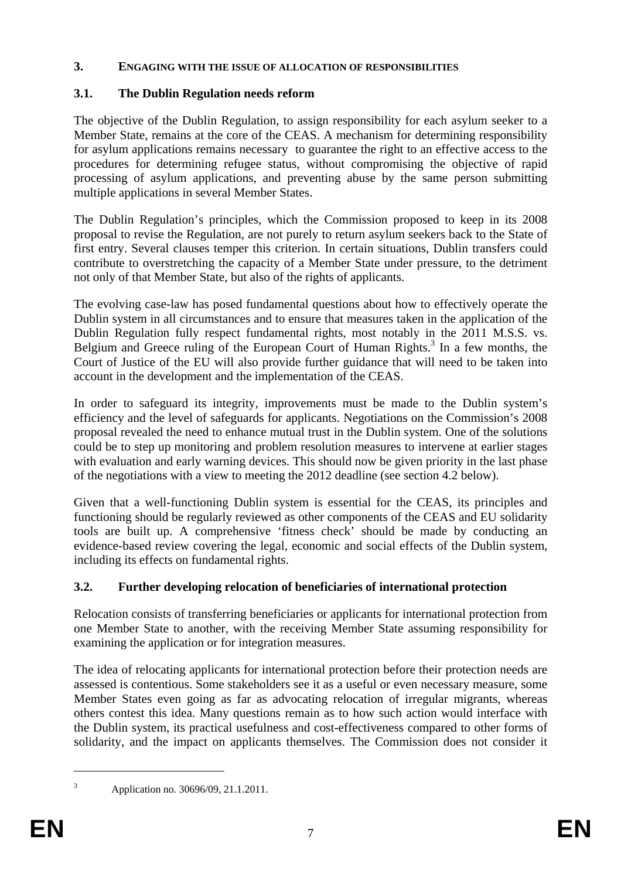## 3. ENGAGING WITH THE ISSUE OF ALLOCATION OF RESPONSIBILITIES

### 3.1. The Dublin Regulation needs reform

The objective of the Dublin Regulation, to assign responsibility for each asylum seeker to a Member State, remains at the core of the CEAS. A mechanism for determining responsibility for asylum applications remains necessary to guarantee the right to an effective access to the procedures for determining refugee status, without compromising the objective of rapid processing of asylum applications, and preventing abuse by the same person submitting multiple applications in several Member States.

The Dublin Regulation's principles, which the Commission proposed to keep in its 2008 proposal to revise the Regulation, are not purely to return asylum seekers back to the State of first entry. Several clauses temper this criterion. In certain situations, Dublin transfers could contribute to overstretching the capacity of a Member State under pressure, to the detriment not only of that Member State, but also of the rights of applicants.

The evolving case-law has posed fundamental questions about how to effectively operate the Dublin system in all circumstances and to ensure that measures taken in the application of the Dublin Regulation fully respect fundamental rights, most notably in the 2011 M.S.S. vs. Belgium and Greece ruling of the European Court of Human Rights.[3] In a few months, the Court of Justice of the EU will also provide further guidance that will need to be taken into account in the development and the implementation of the CEAS.

In order to safeguard its integrity, improvements must be made to the Dublin system's efficiency and the level of safeguards for applicants. Negotiations on the Commission's 2008 proposal revealed the need to enhance mutual trust in the Dublin system. One of the solutions could be to step up monitoring and problem resolution measures to intervene at earlier stages with evaluation and early warning devices. This should now be given priority in the last phase of the negotiations with a view to meeting the 2012 deadline (see section 4.2 below).

Given that a well-functioning Dublin system is essential for the CEAS, its principles and functioning should be regularly reviewed as other components of the CEAS and EU solidarity tools are built up. A comprehensive 'fitness check' should be made by conducting an evidence-based review covering the legal, economic and social effects of the Dublin system, including its effects on fundamental rights.

### 3.2. Further developing relocation of beneficiaries of international protection

Relocation consists of transferring beneficiaries or applicants for international protection from one Member State to another, with the receiving Member State assuming responsibility for examining the application or for integration measures.

The idea of relocating applicants for international protection before their protection needs are assessed is contentious. Some stakeholders see it as a useful or even necessary measure, some Member States even going as far as advocating relocation of irregular migrants, whereas others contest this idea. Many questions remain as to how such action would interface with the Dublin system, its practical usefulness and cost-effectiveness compared to other forms of solidarity, and the impact on applicants themselves. The Commission does not consider it

---

[3] Application no. 30696/09, 21.1.2011.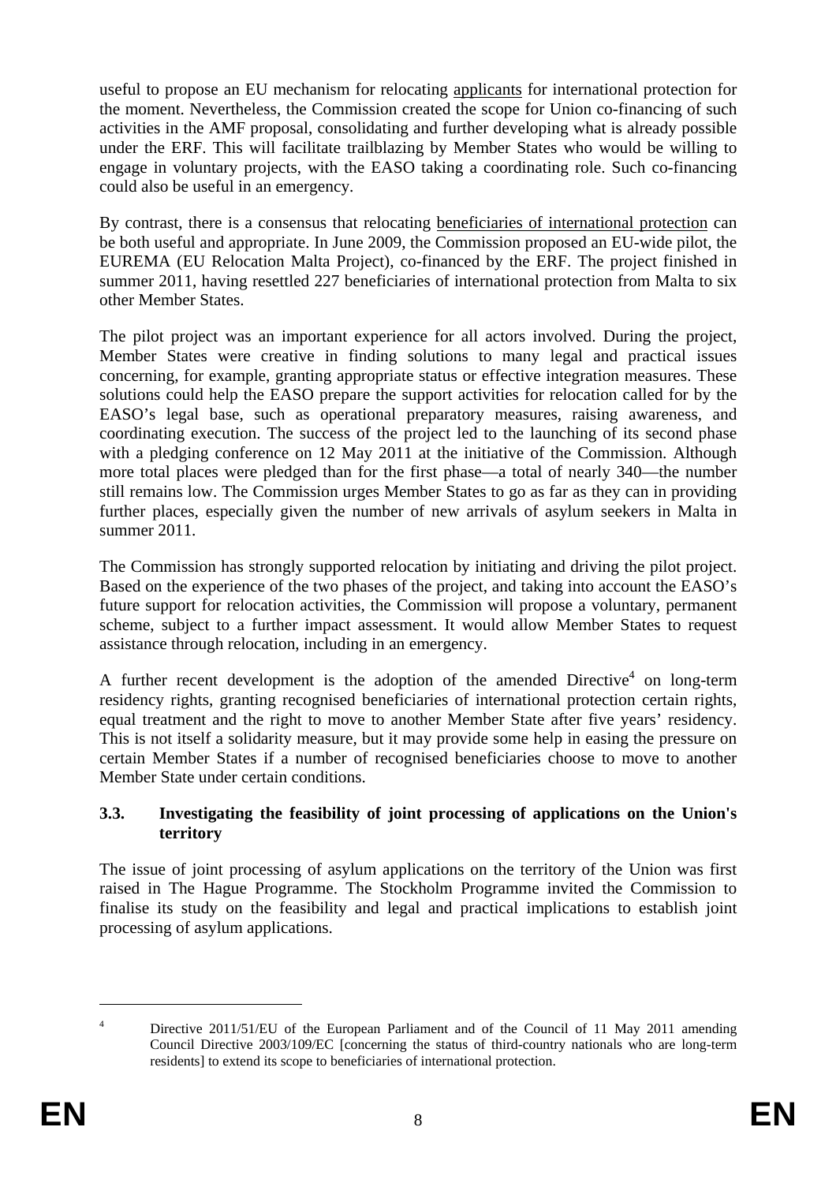useful to propose an EU mechanism for relocating applicants for international protection for the moment. Nevertheless, the Commission created the scope for Union co-financing of such activities in the AMF proposal, consolidating and further developing what is already possible under the ERF. This will facilitate trailblazing by Member States who would be willing to engage in voluntary projects, with the EASO taking a coordinating role. Such co-financing could also be useful in an emergency.

By contrast, there is a consensus that relocating beneficiaries of international protection can be both useful and appropriate. In June 2009, the Commission proposed an EU-wide pilot, the EUREMA (EU Relocation Malta Project), co-financed by the ERF. The project finished in summer 2011, having resettled 227 beneficiaries of international protection from Malta to six other Member States.

The pilot project was an important experience for all actors involved. During the project, Member States were creative in finding solutions to many legal and practical issues concerning, for example, granting appropriate status or effective integration measures. These solutions could help the EASO prepare the support activities for relocation called for by the EASO's legal base, such as operational preparatory measures, raising awareness, and coordinating execution. The success of the project led to the launching of its second phase with a pledging conference on 12 May 2011 at the initiative of the Commission. Although more total places were pledged than for the first phase—a total of nearly 340—the number still remains low. The Commission urges Member States to go as far as they can in providing further places, especially given the number of new arrivals of asylum seekers in Malta in summer 2011.

The Commission has strongly supported relocation by initiating and driving the pilot project. Based on the experience of the two phases of the project, and taking into account the EASO's future support for relocation activities, the Commission will propose a voluntary, permanent scheme, subject to a further impact assessment. It would allow Member States to request assistance through relocation, including in an emergency.

A further recent development is the adoption of the amended Directive[4] on long-term residency rights, granting recognised beneficiaries of international protection certain rights, equal treatment and the right to move to another Member State after five years' residency. This is not itself a solidarity measure, but it may provide some help in easing the pressure on certain Member States if a number of recognised beneficiaries choose to move to another Member State under certain conditions.

### 3.3. Investigating the feasibility of joint processing of applications on the Union's territory

The issue of joint processing of asylum applications on the territory of the Union was first raised in The Hague Programme. The Stockholm Programme invited the Commission to finalise its study on the feasibility and legal and practical implications to establish joint processing of asylum applications.

---

[4] Directive 2011/51/EU of the European Parliament and of the Council of 11 May 2011 amending Council Directive 2003/109/EC [concerning the status of third-country nationals who are long-term residents] to extend its scope to beneficiaries of international protection.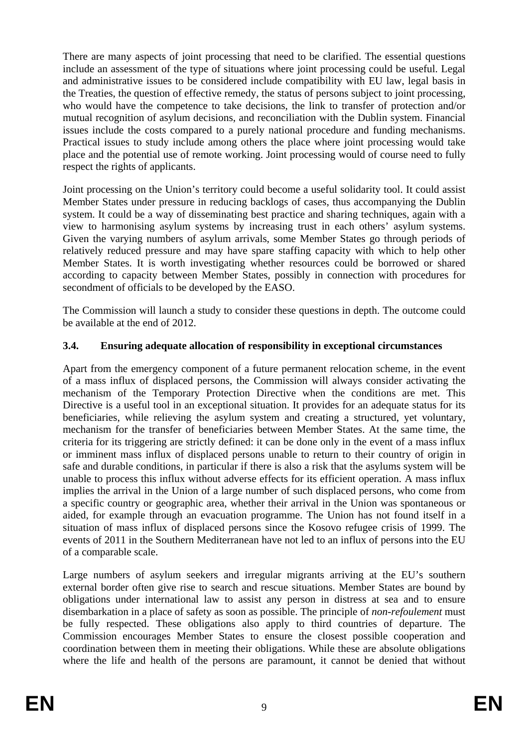There are many aspects of joint processing that need to be clarified. The essential questions include an assessment of the type of situations where joint processing could be useful. Legal and administrative issues to be considered include compatibility with EU law, legal basis in the Treaties, the question of effective remedy, the status of persons subject to joint processing, who would have the competence to take decisions, the link to transfer of protection and/or mutual recognition of asylum decisions, and reconciliation with the Dublin system. Financial issues include the costs compared to a purely national procedure and funding mechanisms. Practical issues to study include among others the place where joint processing would take place and the potential use of remote working. Joint processing would of course need to fully respect the rights of applicants.

Joint processing on the Union's territory could become a useful solidarity tool. It could assist Member States under pressure in reducing backlogs of cases, thus accompanying the Dublin system. It could be a way of disseminating best practice and sharing techniques, again with a view to harmonising asylum systems by increasing trust in each others' asylum systems. Given the varying numbers of asylum arrivals, some Member States go through periods of relatively reduced pressure and may have spare staffing capacity with which to help other Member States. It is worth investigating whether resources could be borrowed or shared according to capacity between Member States, possibly in connection with procedures for secondment of officials to be developed by the EASO.

The Commission will launch a study to consider these questions in depth. The outcome could be available at the end of 2012.

### 3.4. Ensuring adequate allocation of responsibility in exceptional circumstances

Apart from the emergency component of a future permanent relocation scheme, in the event of a mass influx of displaced persons, the Commission will always consider activating the mechanism of the Temporary Protection Directive when the conditions are met. This Directive is a useful tool in an exceptional situation. It provides for an adequate status for its beneficiaries, while relieving the asylum system and creating a structured, yet voluntary, mechanism for the transfer of beneficiaries between Member States. At the same time, the criteria for its triggering are strictly defined: it can be done only in the event of a mass influx or imminent mass influx of displaced persons unable to return to their country of origin in safe and durable conditions, in particular if there is also a risk that the asylums system will be unable to process this influx without adverse effects for its efficient operation. A mass influx implies the arrival in the Union of a large number of such displaced persons, who come from a specific country or geographic area, whether their arrival in the Union was spontaneous or aided, for example through an evacuation programme. The Union has not found itself in a situation of mass influx of displaced persons since the Kosovo refugee crisis of 1999. The events of 2011 in the Southern Mediterranean have not led to an influx of persons into the EU of a comparable scale.

Large numbers of asylum seekers and irregular migrants arriving at the EU's southern external border often give rise to search and rescue situations. Member States are bound by obligations under international law to assist any person in distress at sea and to ensure disembarkation in a place of safety as soon as possible. The principle of *non-refoulement* must be fully respected. These obligations also apply to third countries of departure. The Commission encourages Member States to ensure the closest possible cooperation and coordination between them in meeting their obligations. While these are absolute obligations where the life and health of the persons are paramount, it cannot be denied that without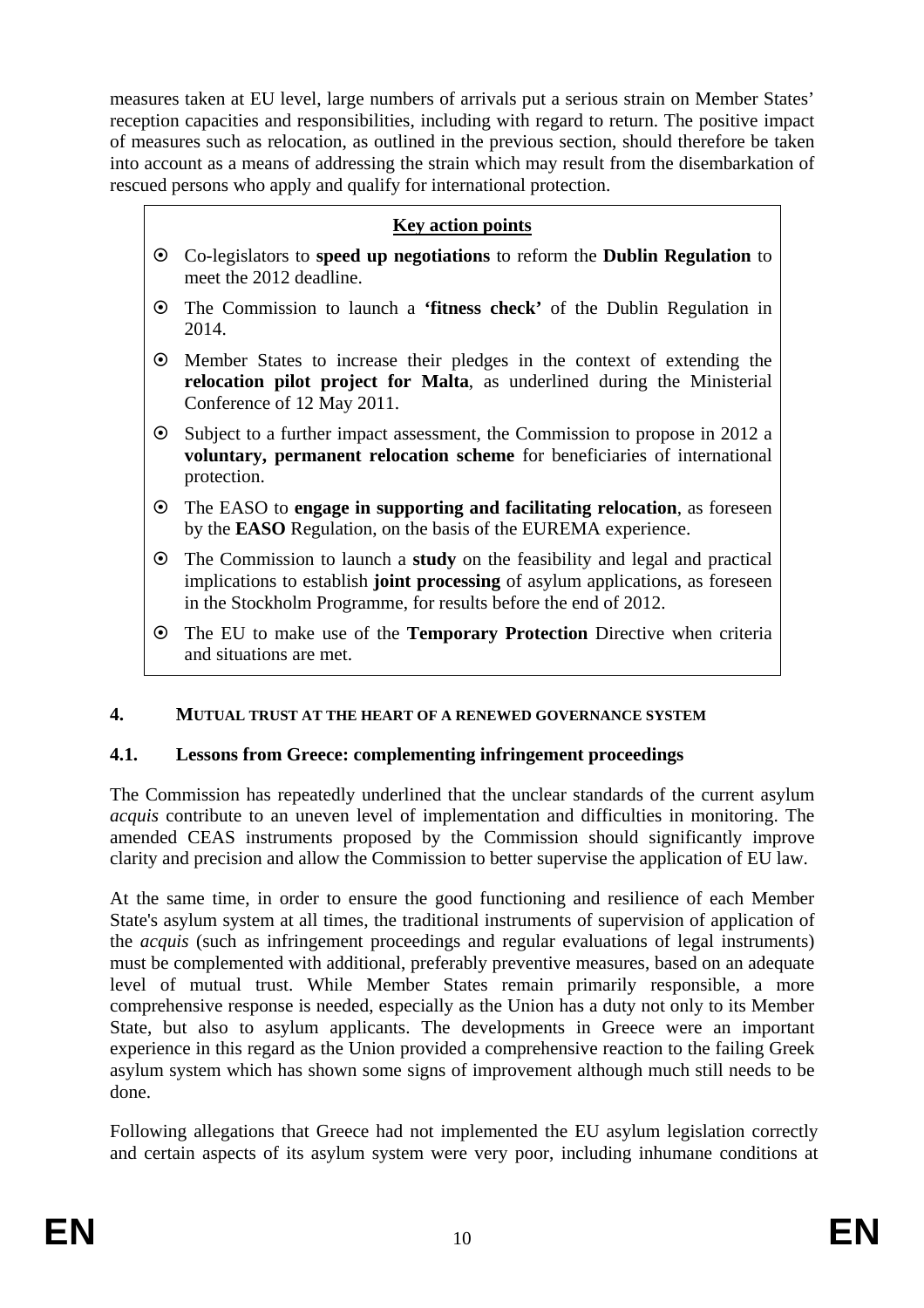measures taken at EU level, large numbers of arrivals put a serious strain on Member States' reception capacities and responsibilities, including with regard to return. The positive impact of measures such as relocation, as outlined in the previous section, should therefore be taken into account as a means of addressing the strain which may result from the disembarkation of rescued persons who apply and qualify for international protection.

**Key action points**

- Co-legislators to **speed up negotiations** to reform the **Dublin Regulation** to meet the 2012 deadline.
- The Commission to launch a **'fitness check'** of the Dublin Regulation in 2014.
- Member States to increase their pledges in the context of extending the **relocation pilot project for Malta**, as underlined during the Ministerial Conference of 12 May 2011.
- Subject to a further impact assessment, the Commission to propose in 2012 a **voluntary, permanent relocation scheme** for beneficiaries of international protection.
- The EASO to **engage in supporting and facilitating relocation**, as foreseen by the **EASO** Regulation, on the basis of the EUREMA experience.
- The Commission to launch a **study** on the feasibility and legal and practical implications to establish **joint processing** of asylum applications, as foreseen in the Stockholm Programme, for results before the end of 2012.
- The EU to make use of the **Temporary Protection** Directive when criteria and situations are met.

## 4. MUTUAL TRUST AT THE HEART OF A RENEWED GOVERNANCE SYSTEM

### 4.1. Lessons from Greece: complementing infringement proceedings

The Commission has repeatedly underlined that the unclear standards of the current asylum *acquis* contribute to an uneven level of implementation and difficulties in monitoring. The amended CEAS instruments proposed by the Commission should significantly improve clarity and precision and allow the Commission to better supervise the application of EU law.

At the same time, in order to ensure the good functioning and resilience of each Member State's asylum system at all times, the traditional instruments of supervision of application of the *acquis* (such as infringement proceedings and regular evaluations of legal instruments) must be complemented with additional, preferably preventive measures, based on an adequate level of mutual trust. While Member States remain primarily responsible, a more comprehensive response is needed, especially as the Union has a duty not only to its Member State, but also to asylum applicants. The developments in Greece were an important experience in this regard as the Union provided a comprehensive reaction to the failing Greek asylum system which has shown some signs of improvement although much still needs to be done.

Following allegations that Greece had not implemented the EU asylum legislation correctly and certain aspects of its asylum system were very poor, including inhumane conditions at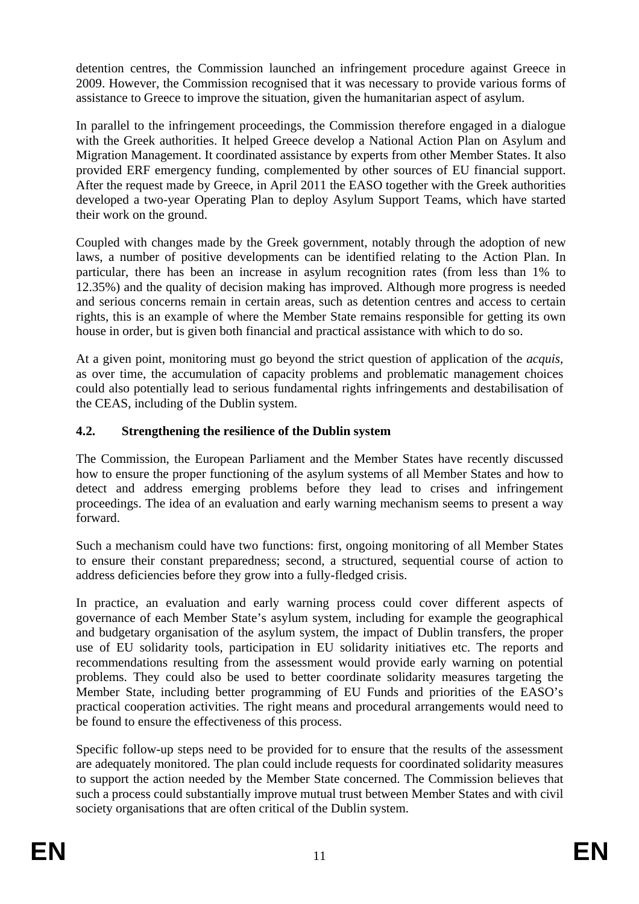detention centres, the Commission launched an infringement procedure against Greece in 2009. However, the Commission recognised that it was necessary to provide various forms of assistance to Greece to improve the situation, given the humanitarian aspect of asylum.

In parallel to the infringement proceedings, the Commission therefore engaged in a dialogue with the Greek authorities. It helped Greece develop a National Action Plan on Asylum and Migration Management. It coordinated assistance by experts from other Member States. It also provided ERF emergency funding, complemented by other sources of EU financial support. After the request made by Greece, in April 2011 the EASO together with the Greek authorities developed a two-year Operating Plan to deploy Asylum Support Teams, which have started their work on the ground.

Coupled with changes made by the Greek government, notably through the adoption of new laws, a number of positive developments can be identified relating to the Action Plan. In particular, there has been an increase in asylum recognition rates (from less than 1% to 12.35%) and the quality of decision making has improved. Although more progress is needed and serious concerns remain in certain areas, such as detention centres and access to certain rights, this is an example of where the Member State remains responsible for getting its own house in order, but is given both financial and practical assistance with which to do so.

At a given point, monitoring must go beyond the strict question of application of the *acquis*, as over time, the accumulation of capacity problems and problematic management choices could also potentially lead to serious fundamental rights infringements and destabilisation of the CEAS, including of the Dublin system.

### 4.2. Strengthening the resilience of the Dublin system

The Commission, the European Parliament and the Member States have recently discussed how to ensure the proper functioning of the asylum systems of all Member States and how to detect and address emerging problems before they lead to crises and infringement proceedings. The idea of an evaluation and early warning mechanism seems to present a way forward.

Such a mechanism could have two functions: first, ongoing monitoring of all Member States to ensure their constant preparedness; second, a structured, sequential course of action to address deficiencies before they grow into a fully-fledged crisis.

In practice, an evaluation and early warning process could cover different aspects of governance of each Member State's asylum system, including for example the geographical and budgetary organisation of the asylum system, the impact of Dublin transfers, the proper use of EU solidarity tools, participation in EU solidarity initiatives etc. The reports and recommendations resulting from the assessment would provide early warning on potential problems. They could also be used to better coordinate solidarity measures targeting the Member State, including better programming of EU Funds and priorities of the EASO's practical cooperation activities. The right means and procedural arrangements would need to be found to ensure the effectiveness of this process.

Specific follow-up steps need to be provided for to ensure that the results of the assessment are adequately monitored. The plan could include requests for coordinated solidarity measures to support the action needed by the Member State concerned. The Commission believes that such a process could substantially improve mutual trust between Member States and with civil society organisations that are often critical of the Dublin system.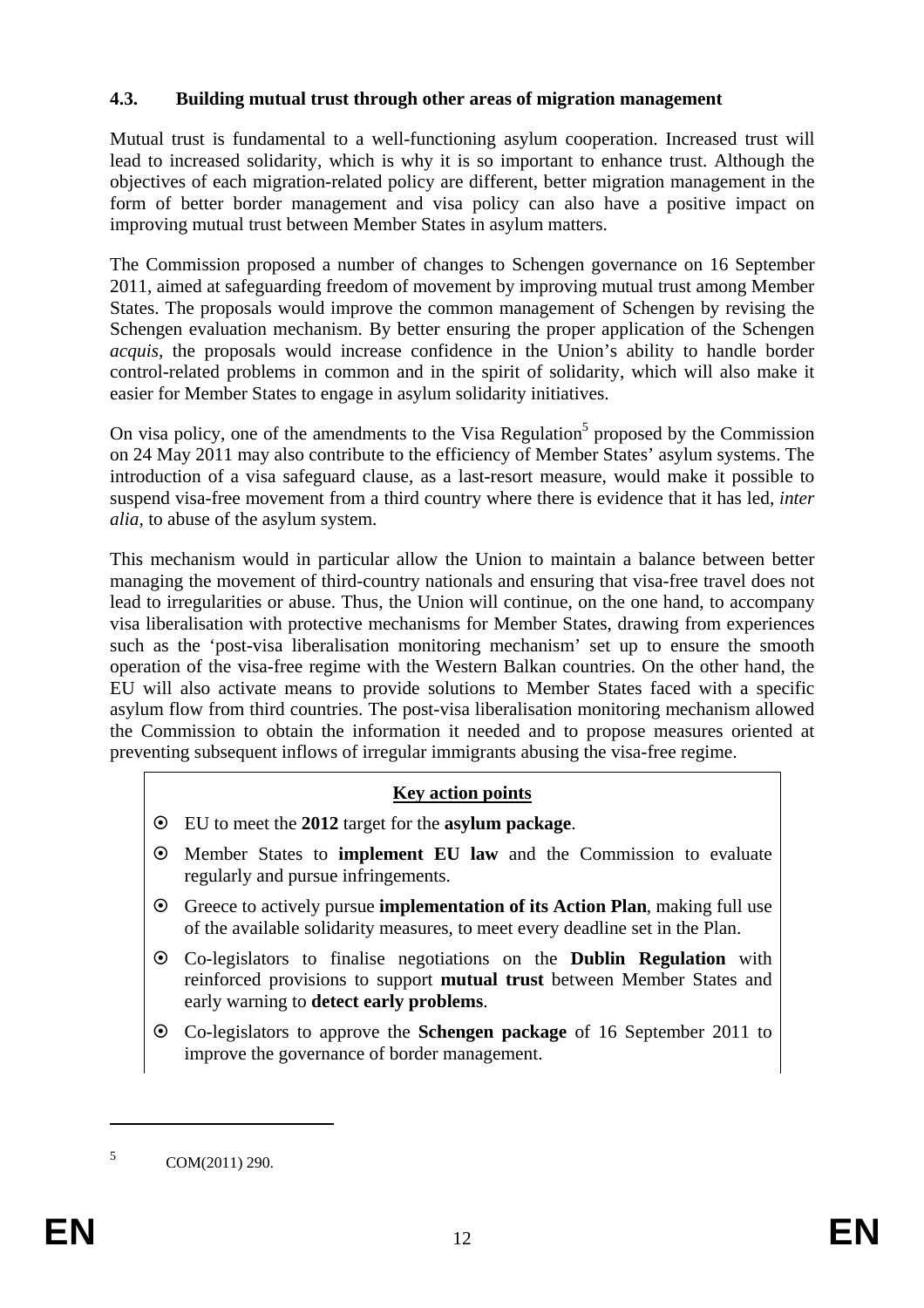### 4.3. Building mutual trust through other areas of migration management

Mutual trust is fundamental to a well-functioning asylum cooperation. Increased trust will lead to increased solidarity, which is why it is so important to enhance trust. Although the objectives of each migration-related policy are different, better migration management in the form of better border management and visa policy can also have a positive impact on improving mutual trust between Member States in asylum matters.

The Commission proposed a number of changes to Schengen governance on 16 September 2011, aimed at safeguarding freedom of movement by improving mutual trust among Member States. The proposals would improve the common management of Schengen by revising the Schengen evaluation mechanism. By better ensuring the proper application of the Schengen *acquis*, the proposals would increase confidence in the Union's ability to handle border control-related problems in common and in the spirit of solidarity, which will also make it easier for Member States to engage in asylum solidarity initiatives.

On visa policy, one of the amendments to the Visa Regulation[5] proposed by the Commission on 24 May 2011 may also contribute to the efficiency of Member States' asylum systems. The introduction of a visa safeguard clause, as a last-resort measure, would make it possible to suspend visa-free movement from a third country where there is evidence that it has led, *inter alia,* to abuse of the asylum system.

This mechanism would in particular allow the Union to maintain a balance between better managing the movement of third-country nationals and ensuring that visa-free travel does not lead to irregularities or abuse. Thus, the Union will continue, on the one hand, to accompany visa liberalisation with protective mechanisms for Member States, drawing from experiences such as the 'post-visa liberalisation monitoring mechanism' set up to ensure the smooth operation of the visa-free regime with the Western Balkan countries. On the other hand, the EU will also activate means to provide solutions to Member States faced with a specific asylum flow from third countries. The post-visa liberalisation monitoring mechanism allowed the Commission to obtain the information it needed and to propose measures oriented at preventing subsequent inflows of irregular immigrants abusing the visa-free regime.

**Key action points**

- EU to meet the **2012** target for the **asylum package**.
- Member States to **implement EU law** and the Commission to evaluate regularly and pursue infringements.
- Greece to actively pursue **implementation of its Action Plan**, making full use of the available solidarity measures, to meet every deadline set in the Plan.
- Co-legislators to finalise negotiations on the **Dublin Regulation** with reinforced provisions to support **mutual trust** between Member States and early warning to **detect early problems**.
- Co-legislators to approve the **Schengen package** of 16 September 2011 to improve the governance of border management.

[5] COM(2011) 290.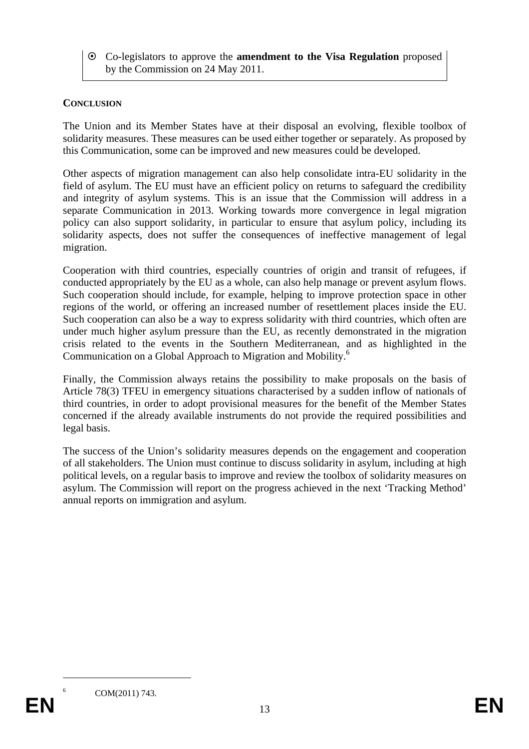- ⦿ Co-legislators to approve the **amendment to the Visa Regulation** proposed by the Commission on 24 May 2011.

## CONCLUSION

The Union and its Member States have at their disposal an evolving, flexible toolbox of solidarity measures. These measures can be used either together or separately. As proposed by this Communication, some can be improved and new measures could be developed.

Other aspects of migration management can also help consolidate intra-EU solidarity in the field of asylum. The EU must have an efficient policy on returns to safeguard the credibility and integrity of asylum systems. This is an issue that the Commission will address in a separate Communication in 2013. Working towards more convergence in legal migration policy can also support solidarity, in particular to ensure that asylum policy, including its solidarity aspects, does not suffer the consequences of ineffective management of legal migration.

Cooperation with third countries, especially countries of origin and transit of refugees, if conducted appropriately by the EU as a whole, can also help manage or prevent asylum flows. Such cooperation should include, for example, helping to improve protection space in other regions of the world, or offering an increased number of resettlement places inside the EU. Such cooperation can also be a way to express solidarity with third countries, which often are under much higher asylum pressure than the EU, as recently demonstrated in the migration crisis related to the events in the Southern Mediterranean, and as highlighted in the Communication on a Global Approach to Migration and Mobility.[6]

Finally, the Commission always retains the possibility to make proposals on the basis of Article 78(3) TFEU in emergency situations characterised by a sudden inflow of nationals of third countries, in order to adopt provisional measures for the benefit of the Member States concerned if the already available instruments do not provide the required possibilities and legal basis.

The success of the Union's solidarity measures depends on the engagement and cooperation of all stakeholders. The Union must continue to discuss solidarity in asylum, including at high political levels, on a regular basis to improve and review the toolbox of solidarity measures on asylum. The Commission will report on the progress achieved in the next 'Tracking Method' annual reports on immigration and asylum.

[6] COM(2011) 743.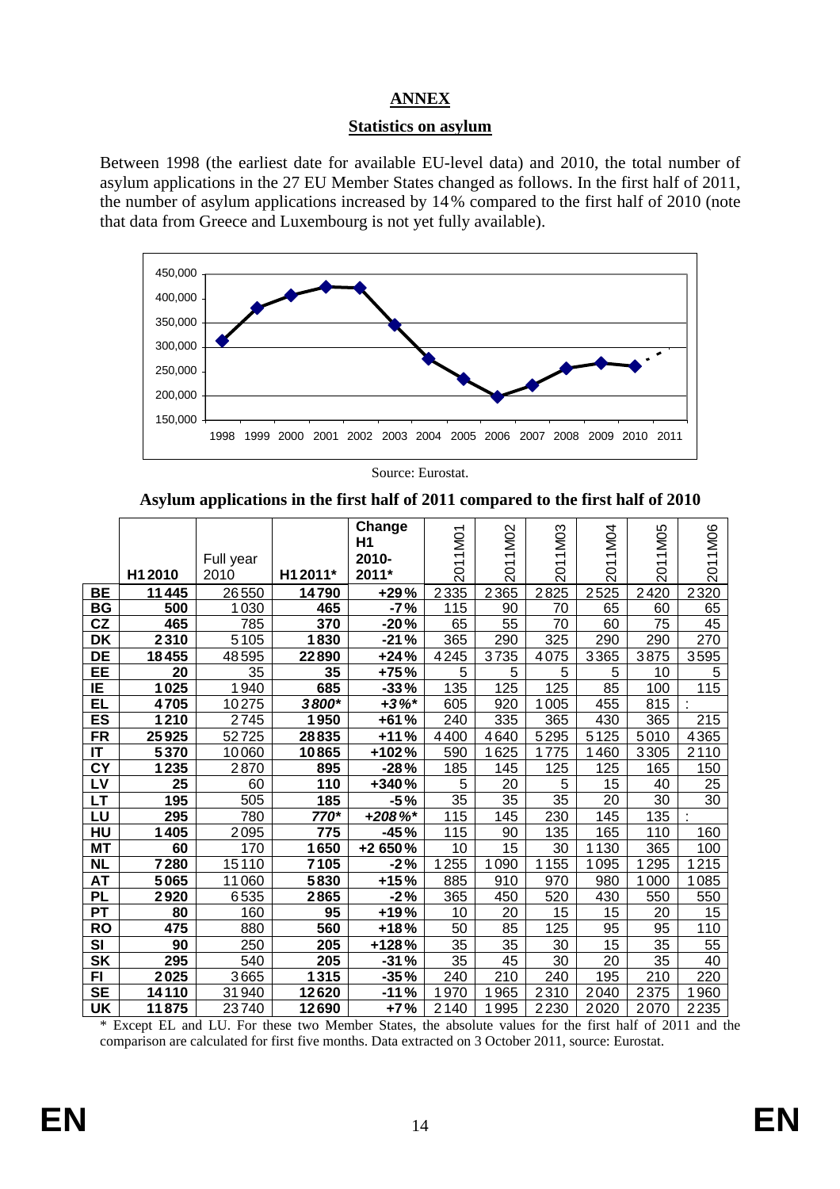## ANNEX

### Statistics on asylum

Between 1998 (the earliest date for available EU-level data) and 2010, the total number of asylum applications in the 27 EU Member States changed as follows. In the first half of 2011, the number of asylum applications increased by 14% compared to the first half of 2010 (note that data from Greece and Luxembourg is not yet fully available).

Source: Eurostat.

**Asylum applications in the first half of 2011 compared to the first half of 2010**

| | H1 2010 | Full year 2010 | H1 2011* | Change H1 2010-2011* | 2011M01 | 2011M02 | 2011M03 | 2011M04 | 2011M05 | 2011M06 |
|---|---|---|---|---|---|---|---|---|---|---|
| **BE** | **11 445** | 26 550 | **14 790** | **+29%** | 2 335 | 2 365 | 2 825 | 2 525 | 2 420 | 2 320 |
| **BG** | **500** | 1 030 | **465** | **-7%** | 115 | 90 | 70 | 65 | 60 | 65 |
| **CZ** | **465** | 785 | **370** | **-20%** | 65 | 55 | 70 | 60 | 75 | 45 |
| **DK** | **2 310** | 5 105 | **1 830** | **-21%** | 365 | 290 | 325 | 290 | 290 | 270 |
| **DE** | **18 455** | 48 595 | **22 890** | **+24%** | 4 245 | 3 735 | 4 075 | 3 365 | 3 875 | 3 595 |
| **EE** | **20** | 35 | **35** | **+75%** | 5 | 5 | 5 | 5 | 10 | 5 |
| **IE** | **1 025** | 1 940 | **685** | **-33%** | 135 | 125 | 125 | 85 | 100 | 115 |
| **EL** | **4 705** | 10 275 | ***3 800**** | ***+3%**** | 605 | 920 | 1 005 | 455 | 815 | : |
| **ES** | **1 210** | 2 745 | **1 950** | **+61%** | 240 | 335 | 365 | 430 | 365 | 215 |
| **FR** | **25 925** | 52 725 | **28 835** | **+11%** | 4 400 | 4 640 | 5 295 | 5 125 | 5 010 | 4 365 |
| **IT** | **5 370** | 10 060 | **10 865** | **+102%** | 590 | 1 625 | 1 775 | 1 460 | 3 305 | 2 110 |
| **CY** | **1 235** | 2 870 | **895** | **-28%** | 185 | 145 | 125 | 125 | 165 | 150 |
| **LV** | **25** | 60 | **110** | **+340%** | 5 | 20 | 5 | 15 | 40 | 25 |
| **LT** | **195** | 505 | **185** | **-5%** | 35 | 35 | 35 | 20 | 30 | 30 |
| **LU** | **295** | 780 | ***770**** | ***+208%**** | 115 | 145 | 230 | 145 | 135 | : |
| **HU** | **1 405** | 2 095 | **775** | **-45%** | 115 | 90 | 135 | 165 | 110 | 160 |
| **MT** | **60** | 170 | **1 650** | **+2 650%** | 10 | 15 | 30 | 1 130 | 365 | 100 |
| **NL** | **7 280** | 15 110 | **7 105** | **-2%** | 1 255 | 1 090 | 1 155 | 1 095 | 1 295 | 1 215 |
| **AT** | **5 065** | 11 060 | **5 830** | **+15%** | 885 | 910 | 970 | 980 | 1 000 | 1 085 |
| **PL** | **2 920** | 6 535 | **2 865** | **-2%** | 365 | 450 | 520 | 430 | 550 | 550 |
| **PT** | **80** | 160 | **95** | **+19%** | 10 | 20 | 15 | 15 | 20 | 15 |
| **RO** | **475** | 880 | **560** | **+18%** | 50 | 85 | 125 | 95 | 95 | 110 |
| **SI** | **90** | 250 | **205** | **+128%** | 35 | 35 | 30 | 15 | 35 | 55 |
| **SK** | **295** | 540 | **205** | **-31%** | 35 | 45 | 30 | 20 | 35 | 40 |
| **FI** | **2 025** | 3 665 | **1 315** | **-35%** | 240 | 210 | 240 | 195 | 210 | 220 |
| **SE** | **14 110** | 31 940 | **12 620** | **-11%** | 1 970 | 1 965 | 2 310 | 2 040 | 2 375 | 1 960 |
| **UK** | **11 875** | 23 740 | **12 690** | **+7%** | 2 140 | 1 995 | 2 230 | 2 020 | 2 070 | 2 235 |

\* Except EL and LU. For these two Member States, the absolute values for the first half of 2011 and the comparison are calculated for first five months. Data extracted on 3 October 2011, source: Eurostat.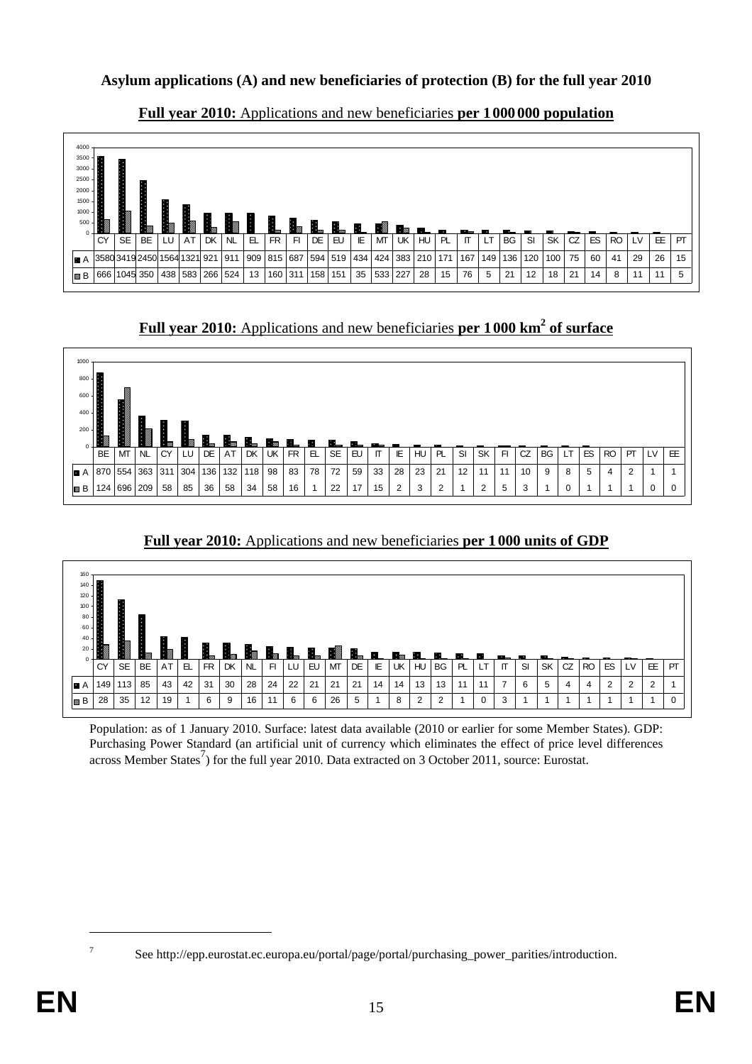**Asylum applications (A) and new beneficiaries of protection (B) for the full year 2010**

**Full year 2010:** Applications and new beneficiaries **per 1 000 000 population**

| | CY | SE | BE | LU | AT | DK | NL | EL | FR | FI | DE | EU | IE | MT | UK | HU | PL | IT | LT | BG | SI | SK | CZ | ES | RO | LV | EE | PT |
|---|---|---|---|---|---|---|---|---|---|---|---|---|---|---|---|---|---|---|---|---|---|---|---|---|---|---|---|---|
| A | 3580 | 3419 | 2450 | 1564 | 1321 | 921 | 911 | 909 | 815 | 687 | 594 | 519 | 434 | 424 | 383 | 210 | 171 | 167 | 149 | 136 | 120 | 100 | 75 | 60 | 41 | 29 | 26 | 15 |
| B | 666 | 1045 | 350 | 438 | 583 | 266 | 524 | 13 | 160 | 311 | 158 | 151 | 35 | 533 | 227 | 28 | 15 | 76 | 5 | 21 | 12 | 18 | 21 | 14 | 8 | 11 | 11 | 5 |

**Full year 2010:** Applications and new beneficiaries **per 1 000 km² of surface**

| | BE | MT | NL | CY | LU | DE | AT | DK | UK | FR | EL | SE | EU | IT | IE | HU | PL | SI | SK | FI | CZ | BG | LT | ES | RO | PT | LV | EE |
|---|---|---|---|---|---|---|---|---|---|---|---|---|---|---|---|---|---|---|---|---|---|---|---|---|---|---|---|---|
| A | 870 | 554 | 363 | 311 | 304 | 136 | 132 | 118 | 98 | 83 | 78 | 72 | 59 | 33 | 28 | 23 | 21 | 12 | 11 | 11 | 10 | 9 | 8 | 5 | 4 | 2 | 1 | 1 |
| B | 124 | 696 | 209 | 58 | 85 | 36 | 58 | 34 | 58 | 16 | 1 | 22 | 17 | 15 | 2 | 3 | 2 | 1 | 2 | 5 | 3 | 1 | 0 | 1 | 1 | 1 | 0 | 0 |

**Full year 2010:** Applications and new beneficiaries **per 1 000 units of GDP**

| | CY | SE | BE | AT | EL | FR | DK | NL | FI | LU | EU | MT | DE | IE | UK | HU | BG | PL | LT | IT | SI | SK | CZ | RO | ES | LV | EE | PT |
|---|---|---|---|---|---|---|---|---|---|---|---|---|---|---|---|---|---|---|---|---|---|---|---|---|---|---|---|---|
| A | 149 | 113 | 85 | 43 | 42 | 31 | 30 | 28 | 24 | 22 | 21 | 21 | 21 | 14 | 14 | 13 | 13 | 11 | 11 | 7 | 6 | 5 | 4 | 4 | 2 | 2 | 2 | 1 |
| B | 28 | 35 | 12 | 19 | 1 | 6 | 9 | 16 | 11 | 6 | 6 | 26 | 5 | 1 | 8 | 2 | 2 | 1 | 0 | 3 | 1 | 1 | 1 | 1 | 1 | 1 | 1 | 0 |

Population: as of 1 January 2010. Surface: latest data available (2010 or earlier for some Member States). GDP: Purchasing Power Standard (an artificial unit of currency which eliminates the effect of price level differences across Member States[7]) for the full year 2010. Data extracted on 3 October 2011, source: Eurostat.

[7] See http://epp.eurostat.ec.europa.eu/portal/page/portal/purchasing_power_parities/introduction.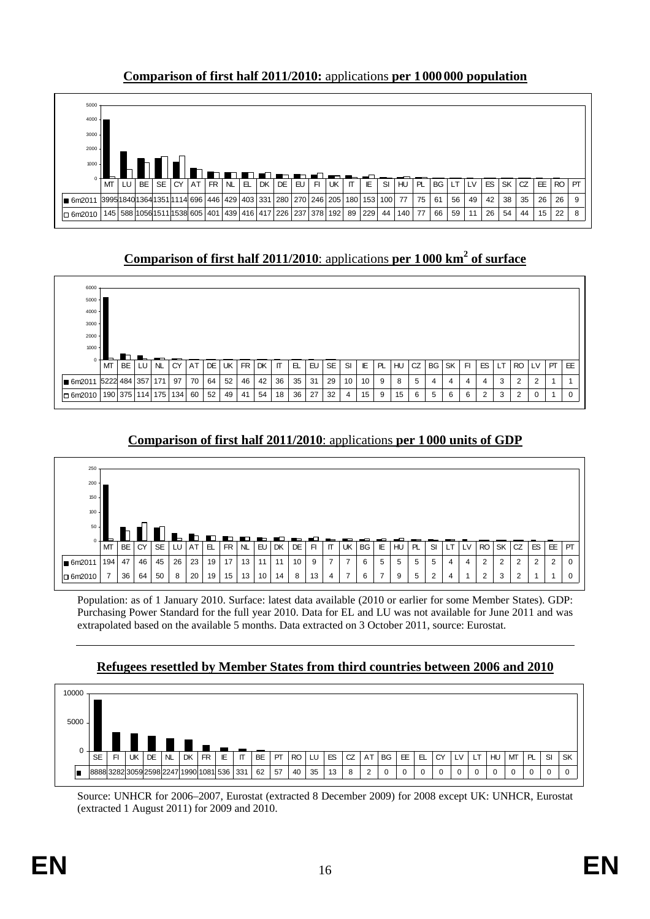## **Comparison of first half 2011/2010:** applications **per 1 000 000 population**

5000
4000
3000
2000
1000
0

MT LU BE SE CY AT FR NL EL DK DE EU FI UK IT IE SI HU PL BG LT LV ES SK CZ EE RO PT

6m2011 3995 1840 1364 1351 1114 696 446 429 403 331 280 270 246 205 180 153 100 77 75 61 56 49 42 38 35 26 26 9

6m2010 145 588 1056 1511 1538 605 401 439 416 417 226 237 378 192 89 229 44 140 77 66 59 11 26 54 44 15 22 8

## **Comparison of first half 2011/2010**: applications **per 1 000 km² of surface**

6000
5000
4000
3000
2000
1000
0

MT BE LU NL CY AT DE UK FR DK IT EL EU SE SI IE PL HU CZ BG SK FI ES LT RO LV PT EE

6m2011 5222 484 357 171 97 70 64 52 46 42 36 35 31 29 10 10 9 8 5 4 4 4 4 3 2 2 1 1

6m2010 190 375 114 175 134 60 52 49 41 54 18 36 27 32 4 15 9 15 6 5 6 6 2 3 2 0 1 0

## **Comparison of first half 2011/2010**: applications **per 1 000 units of GDP**

250
200
150
100
50
0

MT BE CY SE LU AT EL FR NL EU DK DE FI IT UK BG IE HU PL SI LT LV RO SK CZ ES EE PT

6m2011 194 47 46 45 26 23 19 17 13 11 11 10 9 7 7 6 5 5 5 5 4 4 2 2 2 2 2 0

6m2010 7 36 64 50 8 20 19 15 13 10 14 8 13 4 7 6 7 9 5 2 4 1 2 3 2 1 1 0

Population: as of 1 January 2010. Surface: latest data available (2010 or earlier for some Member States). GDP: Purchasing Power Standard for the full year 2010. Data for EL and LU was not available for June 2011 and was extrapolated based on the available 5 months. Data extracted on 3 October 2011, source: Eurostat.

---

## **Refugees resettled by Member States from third countries between 2006 and 2010**

10000
5000
0

SE FI UK DE NL DK FR IE IT BE PT RO LU ES CZ AT BG EE EL CY LV LT HU MT PL SI SK

8888 3282 3059 2598 2247 1990 1081 536 331 62 57 40 35 13 8 2 0 0 0 0 0 0 0 0 0 0 0

Source: UNHCR for 2006–2007, Eurostat (extracted 8 December 2009) for 2008 except UK: UNHCR, Eurostat (extracted 1 August 2011) for 2009 and 2010.